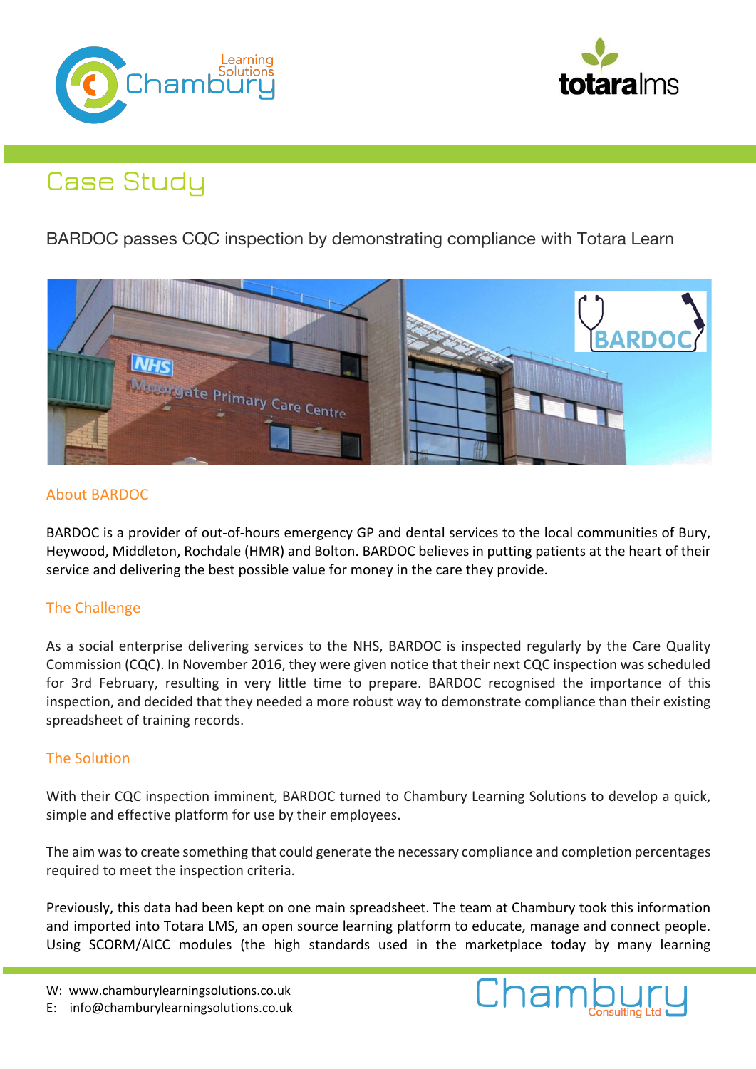# Case Study

BARDOC passes CQC inspection by demonstrating compliance with Totara Learn

## About BARDOC

BARDOC is a provider of out-of-hours emergency GP and dental services to the local communities of Bury, Heywood, Middleton, Rochdale (HMR) and Bolton. BARDOC believes in putting patients at the heart of their service and delivering the best possible value for money in the care they provide.

## The Challenge

As a social enterprise delivering services to the NHS, BARDOC is inspected regularly by the Care Quality Commission (CQC). In November 2016, they were given notice that their next CQC inspection was scheduled for 3rd February, resulting in very little time to prepare. BARDOC recognised the importance of this inspection, and decided that they needed a more robust way to demonstrate compliance than their existing spreadsheet of training records.

## The Solution

With their CQC inspection imminent, BARDOC turned to Chambury Learning Solutions to develop a quick, simple and effective platform for use by their employees.

The aim was to create something that could generate the necessary compliance and completion percentages required to meet the inspection criteria.

Previously, this data had been kept on one main spreadsheet. The team at Chambury took this information and imported into Totara LMS, an open source learning platform to educate, manage and connect people. Using SCORM/AICC modules (the high standards used in the marketplace today by many learning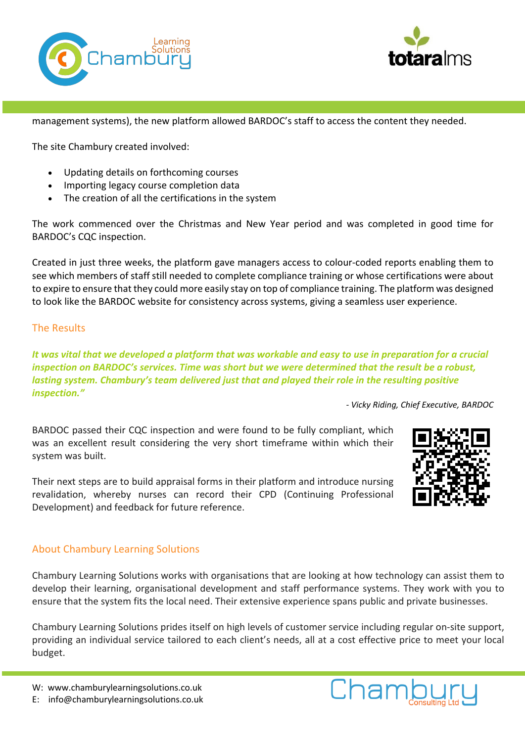management systems), the new platform allowed BARDOC's staff to access the content they needed.

The site Chambury created involved:

- Updating details on forthcoming courses
- Importing legacy course completion data
- The creation of all the certifications in the system

The work commenced over the Christmas and New Year period and was completed in good time for BARDOC's CQC inspection.

Created in just three weeks, the platform gave managers access to colour-coded reports enabling them to see which members of staff still needed to complete compliance training or whose certifications were about to expire to ensure that they could more easily stay on top of compliance training. The platform was designed to look like the BARDOC website for consistency across systems, giving a seamless user experience.

## The Results

***It was vital that we developed a platform that was workable and easy to use in preparation for a crucial inspection on BARDOC's services. Time was short but we were determined that the result be a robust, lasting system. Chambury's team delivered just that and played their role in the resulting positive inspection."***

*- Vicky Riding, Chief Executive, BARDOC*

BARDOC passed their CQC inspection and were found to be fully compliant, which was an excellent result considering the very short timeframe within which their system was built.

Their next steps are to build appraisal forms in their platform and introduce nursing revalidation, whereby nurses can record their CPD (Continuing Professional Development) and feedback for future reference.

## About Chambury Learning Solutions

Chambury Learning Solutions works with organisations that are looking at how technology can assist them to develop their learning, organisational development and staff performance systems. They work with you to ensure that the system fits the local need. Their extensive experience spans public and private businesses.

Chambury Learning Solutions prides itself on high levels of customer service including regular on-site support, providing an individual service tailored to each client's needs, all at a cost effective price to meet your local budget.

W: www.chamburylearningsolutions.co.uk
E: info@chamburylearningsolutions.co.uk